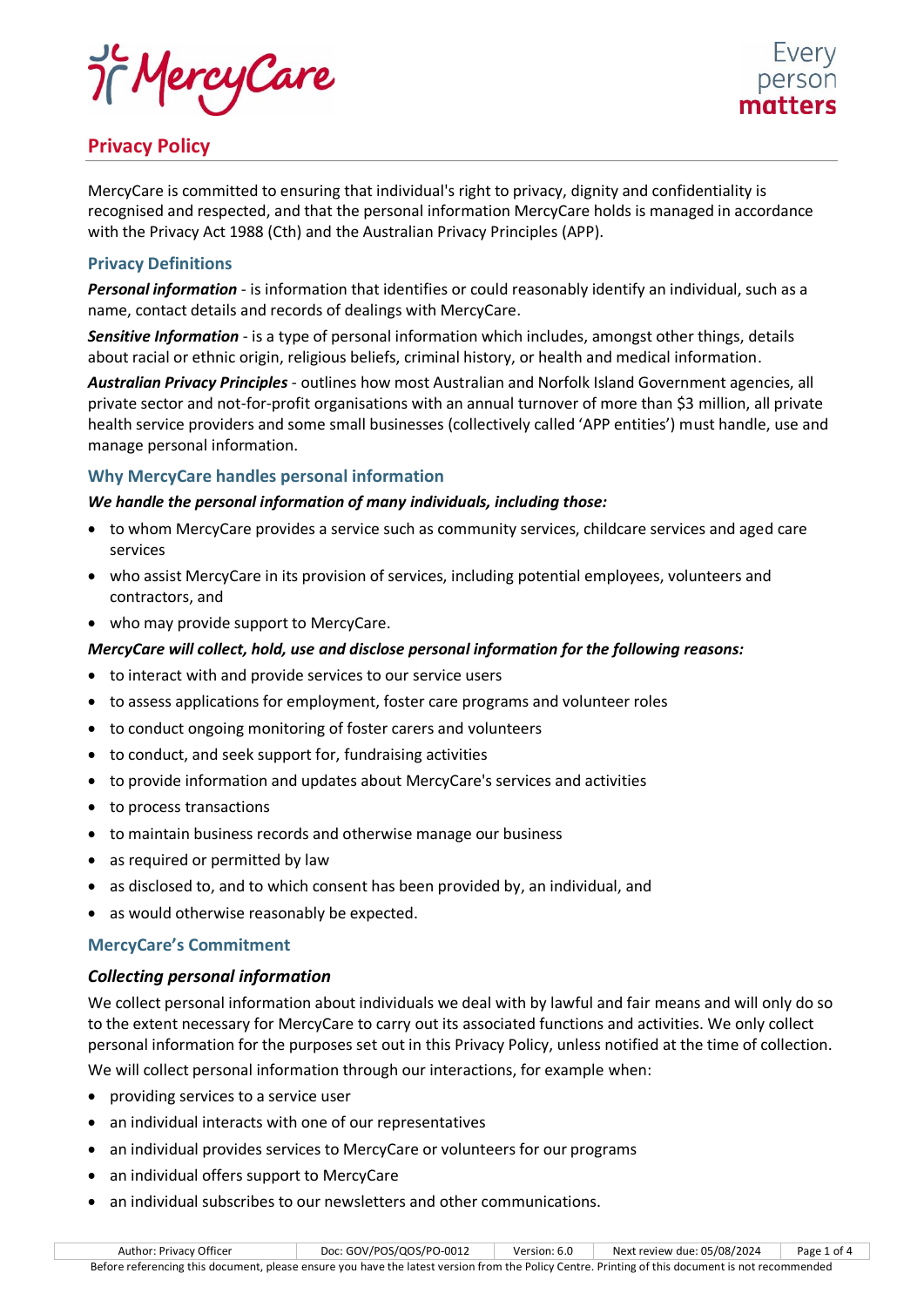# Privacy Policy

MercyCare is committed to ensuring that individual's right to privacy, dignity and confidentiality is recognised and respected, and that the personal information MercyCare holds is managed in accordance with the Privacy Act 1988 (Cth) and the Australian Privacy Principles (APP).

## Privacy Definitions

***Personal information*** - is information that identifies or could reasonably identify an individual, such as a name, contact details and records of dealings with MercyCare.

***Sensitive Information*** - is a type of personal information which includes, amongst other things, details about racial or ethnic origin, religious beliefs, criminal history, or health and medical information.

***Australian Privacy Principles*** - outlines how most Australian and Norfolk Island Government agencies, all private sector and not-for-profit organisations with an annual turnover of more than $3 million, all private health service providers and some small businesses (collectively called 'APP entities') must handle, use and manage personal information.

## Why MercyCare handles personal information

***We handle the personal information of many individuals, including those:***

- to whom MercyCare provides a service such as community services, childcare services and aged care services
- who assist MercyCare in its provision of services, including potential employees, volunteers and contractors, and
- who may provide support to MercyCare.

***MercyCare will collect, hold, use and disclose personal information for the following reasons:***

- to interact with and provide services to our service users
- to assess applications for employment, foster care programs and volunteer roles
- to conduct ongoing monitoring of foster carers and volunteers
- to conduct, and seek support for, fundraising activities
- to provide information and updates about MercyCare's services and activities
- to process transactions
- to maintain business records and otherwise manage our business
- as required or permitted by law
- as disclosed to, and to which consent has been provided by, an individual, and
- as would otherwise reasonably be expected.

## MercyCare's Commitment

### *Collecting personal information*

We collect personal information about individuals we deal with by lawful and fair means and will only do so to the extent necessary for MercyCare to carry out its associated functions and activities. We only collect personal information for the purposes set out in this Privacy Policy, unless notified at the time of collection.

We will collect personal information through our interactions, for example when:

- providing services to a service user
- an individual interacts with one of our representatives
- an individual provides services to MercyCare or volunteers for our programs
- an individual offers support to MercyCare
- an individual subscribes to our newsletters and other communications.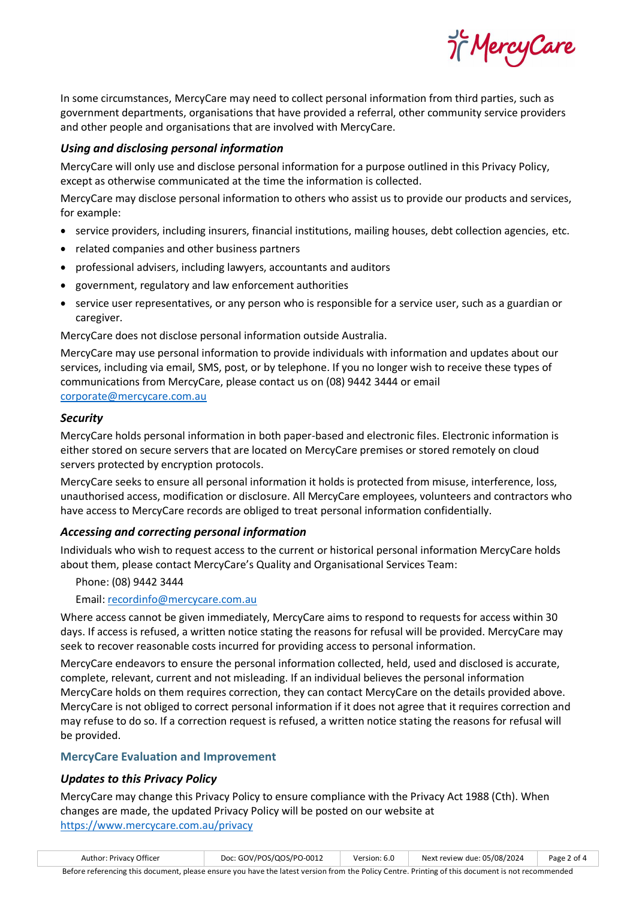In some circumstances, MercyCare may need to collect personal information from third parties, such as government departments, organisations that have provided a referral, other community service providers and other people and organisations that are involved with MercyCare.

### *Using and disclosing personal information*

MercyCare will only use and disclose personal information for a purpose outlined in this Privacy Policy, except as otherwise communicated at the time the information is collected.

MercyCare may disclose personal information to others who assist us to provide our products and services, for example:

- service providers, including insurers, financial institutions, mailing houses, debt collection agencies, etc.
- related companies and other business partners
- professional advisers, including lawyers, accountants and auditors
- government, regulatory and law enforcement authorities
- service user representatives, or any person who is responsible for a service user, such as a guardian or caregiver.

MercyCare does not disclose personal information outside Australia.

MercyCare may use personal information to provide individuals with information and updates about our services, including via email, SMS, post, or by telephone. If you no longer wish to receive these types of communications from MercyCare, please contact us on (08) 9442 3444 or email [corporate@mercycare.com.au](mailto:corporate@mercycare.com.au)

### *Security*

MercyCare holds personal information in both paper-based and electronic files. Electronic information is either stored on secure servers that are located on MercyCare premises or stored remotely on cloud servers protected by encryption protocols.

MercyCare seeks to ensure all personal information it holds is protected from misuse, interference, loss, unauthorised access, modification or disclosure. All MercyCare employees, volunteers and contractors who have access to MercyCare records are obliged to treat personal information confidentially.

### *Accessing and correcting personal information*

Individuals who wish to request access to the current or historical personal information MercyCare holds about them, please contact MercyCare's Quality and Organisational Services Team:

Phone: (08) 9442 3444

Email: [recordinfo@mercycare.com.au](mailto:recordinfo@mercycare.com.au)

Where access cannot be given immediately, MercyCare aims to respond to requests for access within 30 days. If access is refused, a written notice stating the reasons for refusal will be provided. MercyCare may seek to recover reasonable costs incurred for providing access to personal information.

MercyCare endeavors to ensure the personal information collected, held, used and disclosed is accurate, complete, relevant, current and not misleading. If an individual believes the personal information MercyCare holds on them requires correction, they can contact MercyCare on the details provided above. MercyCare is not obliged to correct personal information if it does not agree that it requires correction and may refuse to do so. If a correction request is refused, a written notice stating the reasons for refusal will be provided.

## MercyCare Evaluation and Improvement

### *Updates to this Privacy Policy*

MercyCare may change this Privacy Policy to ensure compliance with the Privacy Act 1988 (Cth). When changes are made, the updated Privacy Policy will be posted on our website at [https://www.mercycare.com.au/privacy](https://www.mercycare.com.au/privacy)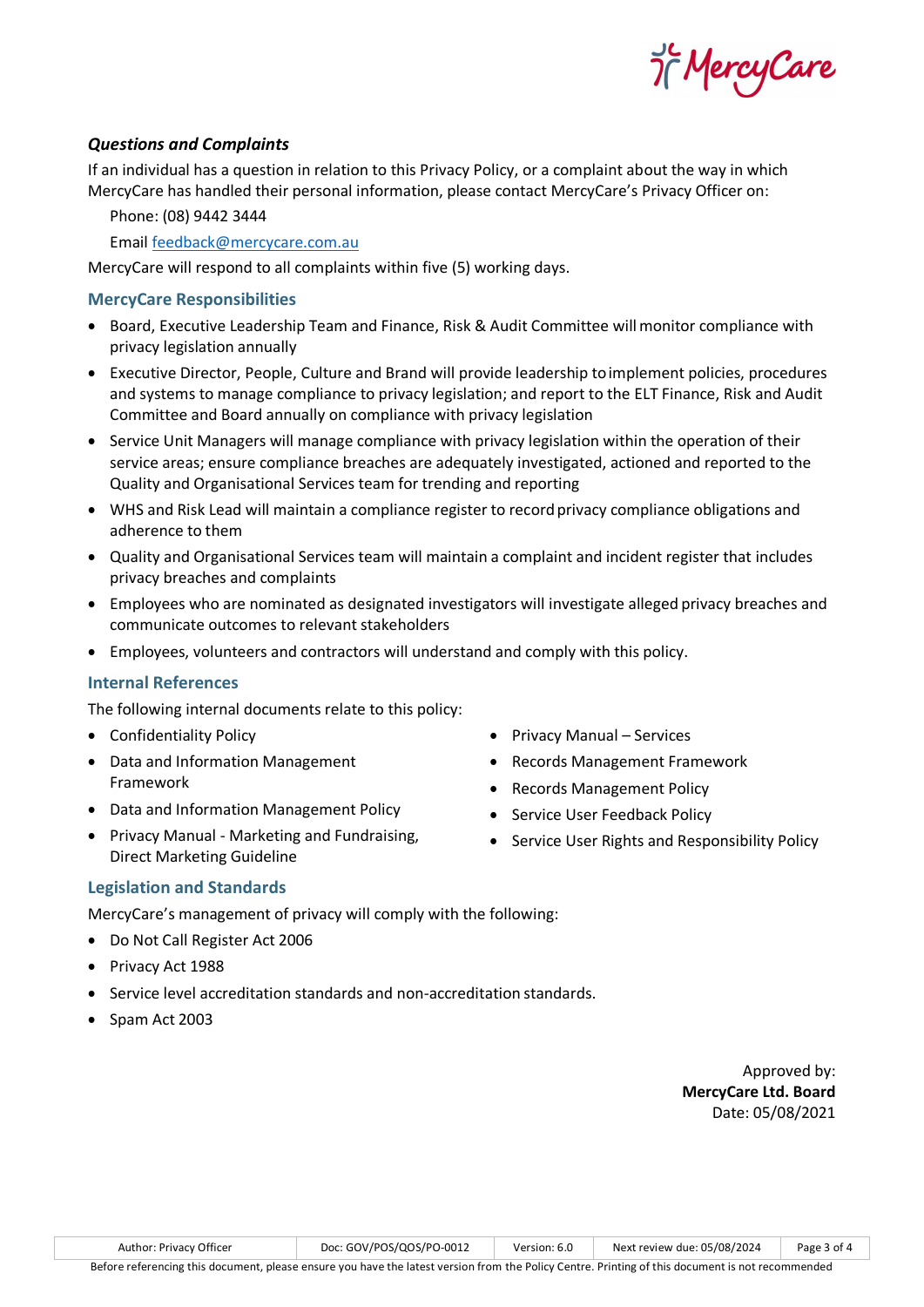### *Questions and Complaints*

If an individual has a question in relation to this Privacy Policy, or a complaint about the way in which MercyCare has handled their personal information, please contact MercyCare's Privacy Officer on:

Phone: (08) 9442 3444

Email feedback@mercycare.com.au

MercyCare will respond to all complaints within five (5) working days.

## MercyCare Responsibilities

- Board, Executive Leadership Team and Finance, Risk & Audit Committee will monitor compliance with privacy legislation annually
- Executive Director, People, Culture and Brand will provide leadership to implement policies, procedures and systems to manage compliance to privacy legislation; and report to the ELT Finance, Risk and Audit Committee and Board annually on compliance with privacy legislation
- Service Unit Managers will manage compliance with privacy legislation within the operation of their service areas; ensure compliance breaches are adequately investigated, actioned and reported to the Quality and Organisational Services team for trending and reporting
- WHS and Risk Lead will maintain a compliance register to record privacy compliance obligations and adherence to them
- Quality and Organisational Services team will maintain a complaint and incident register that includes privacy breaches and complaints
- Employees who are nominated as designated investigators will investigate alleged privacy breaches and communicate outcomes to relevant stakeholders
- Employees, volunteers and contractors will understand and comply with this policy.

## Internal References

The following internal documents relate to this policy:

- Confidentiality Policy
- Data and Information Management Framework
- Data and Information Management Policy
- Privacy Manual - Marketing and Fundraising, Direct Marketing Guideline
- Privacy Manual – Services
- Records Management Framework
- Records Management Policy
- Service User Feedback Policy
- Service User Rights and Responsibility Policy

## Legislation and Standards

MercyCare's management of privacy will comply with the following:

- Do Not Call Register Act 2006
- Privacy Act 1988
- Service level accreditation standards and non-accreditation standards.
- Spam Act 2003

Approved by:
**MercyCare Ltd. Board**
Date: 05/08/2021

| Author: Privacy Officer | Doc: GOV/POS/QOS/PO-0012 | Version: 6.0 | Next review due: 05/08/2024 |
|---|---|---|---|

Before referencing this document, please ensure you have the latest version from the Policy Centre. Printing of this document is not recommended